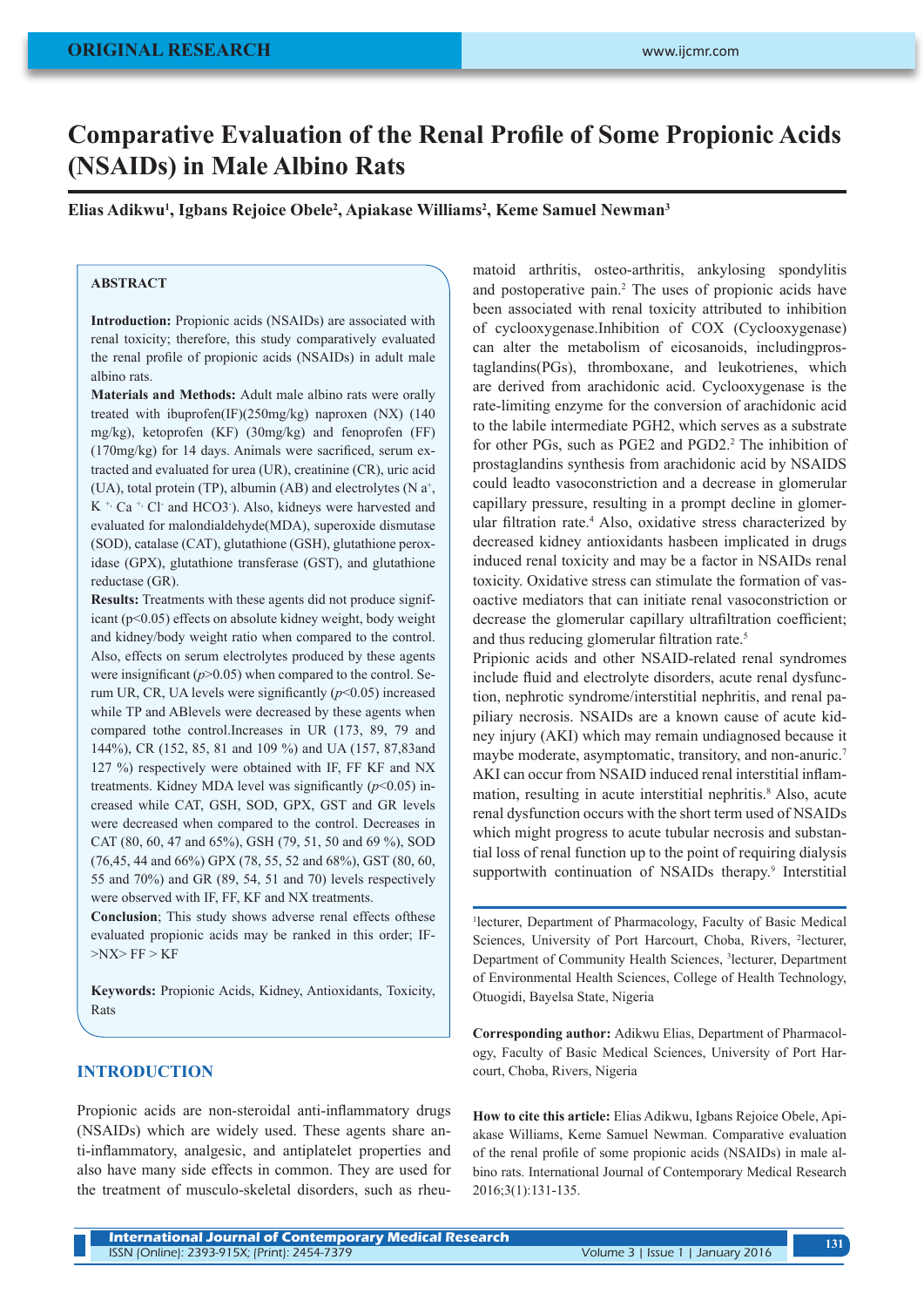ORIGINAL RESEARCH

# Comparative Evaluation of the Renal Profile of Some Propionic Acids (NSAIDs) in Male Albino Rats

**Elias Adikwu[1], Igbans Rejoice Obele[2], Apiakase Williams[2], Keme Samuel Newman[3]**

## ABSTRACT

**Introduction:** Propionic acids (NSAIDs) are associated with renal toxicity; therefore, this study comparatively evaluated the renal profile of propionic acids (NSAIDs) in adult male albino rats.

**Materials and Methods:** Adult male albino rats were orally treated with ibuprofen(IF)(250mg/kg) naproxen (NX) (140 mg/kg), ketoprofen (KF) (30mg/kg) and fenoprofen (FF) (170mg/kg) for 14 days. Animals were sacrificed, serum extracted and evaluated for urea (UR), creatinine (CR), uric acid (UA), total protein (TP), albumin (AB) and electrolytes (N $a^+$, $K^{+,}$ $Ca^{+,}$ $Cl^-$ and $HCO3^-$). Also, kidneys were harvested and evaluated for malondialdehyde(MDA), superoxide dismutase (SOD), catalase (CAT), glutathione (GSH), glutathione peroxidase (GPX), glutathione transferase (GST), and glutathione reductase (GR).

**Results:** Treatments with these agents did not produce significant ($p<0.05$) effects on absolute kidney weight, body weight and kidney/body weight ratio when compared to the control. Also, effects on serum electrolytes produced by these agents were insignificant ($p>0.05$) when compared to the control. Serum UR, CR, UA levels were significantly ($p<0.05$) increased while TP and ABlevels were decreased by these agents when compared tothe control.Increases in UR (173, 89, 79 and 144%), CR (152, 85, 81 and 109 %) and UA (157, 87,83and 127 %) respectively were obtained with IF, FF KF and NX treatments. Kidney MDA level was significantly ($p<0.05$) increased while CAT, GSH, SOD, GPX, GST and GR levels were decreased when compared to the control. Decreases in CAT (80, 60, 47 and 65%), GSH (79, 51, 50 and 69 %), SOD (76,45, 44 and 66%) GPX (78, 55, 52 and 68%), GST (80, 60, 55 and 70%) and GR (89, 54, 51 and 70) levels respectively were observed with IF, FF, KF and NX treatments.

**Conclusion**; This study shows adverse renal effects ofthese evaluated propionic acids may be ranked in this order; IF->NX> FF > KF

**Keywords:** Propionic Acids, Kidney, Antioxidants, Toxicity, Rats

## INTRODUCTION

Propionic acids are non-steroidal anti-inflammatory drugs (NSAIDs) which are widely used. These agents share anti-inflammatory, analgesic, and antiplatelet properties and also have many side effects in common. They are used for the treatment of musculo-skeletal disorders, such as rheumatoid arthritis, osteo-arthritis, ankylosing spondylitis and postoperative pain.[2] The uses of propionic acids have been associated with renal toxicity attributed to inhibition of cyclooxygenase.Inhibition of COX (Cyclooxygenase) can alter the metabolism of eicosanoids, includingprostaglandins(PGs), thromboxane, and leukotrienes, which are derived from arachidonic acid. Cyclooxygenase is the rate-limiting enzyme for the conversion of arachidonic acid to the labile intermediate PGH2, which serves as a substrate for other PGs, such as PGE2 and PGD2.[2] The inhibition of prostaglandins synthesis from arachidonic acid by NSAIDS could leadto vasoconstriction and a decrease in glomerular capillary pressure, resulting in a prompt decline in glomerular filtration rate.[4] Also, oxidative stress characterized by decreased kidney antioxidants hasbeen implicated in drugs induced renal toxicity and may be a factor in NSAIDs renal toxicity. Oxidative stress can stimulate the formation of vasoactive mediators that can initiate renal vasoconstriction or decrease the glomerular capillary ultrafiltration coefficient; and thus reducing glomerular filtration rate.[5]

Pripionic acids and other NSAID-related renal syndromes include fluid and electrolyte disorders, acute renal dysfunction, nephrotic syndrome/interstitial nephritis, and renal papiliary necrosis. NSAIDs are a known cause of acute kidney injury (AKI) which may remain undiagnosed because it maybe moderate, asymptomatic, transitory, and non-anuric.[7] AKI can occur from NSAID induced renal interstitial inflammation, resulting in acute interstitial nephritis.[8] Also, acute renal dysfunction occurs with the short term used of NSAIDs which might progress to acute tubular necrosis and substantial loss of renal function up to the point of requiring dialysis supportwith continuation of NSAIDs therapy.[9] Interstitial

[1]lecturer, Department of Pharmacology, Faculty of Basic Medical Sciences, University of Port Harcourt, Choba, Rivers, [2]lecturer, Department of Community Health Sciences, [3]lecturer, Department of Environmental Health Sciences, College of Health Technology, Otuogidi, Bayelsa State, Nigeria

**Corresponding author:** Adikwu Elias, Department of Pharmacology, Faculty of Basic Medical Sciences, University of Port Harcourt, Choba, Rivers, Nigeria

**How to cite this article:** Elias Adikwu, Igbans Rejoice Obele, Apiakase Williams, Keme Samuel Newman. Comparative evaluation of the renal profile of some propionic acids (NSAIDs) in male albino rats. International Journal of Contemporary Medical Research 2016;3(1):131-135.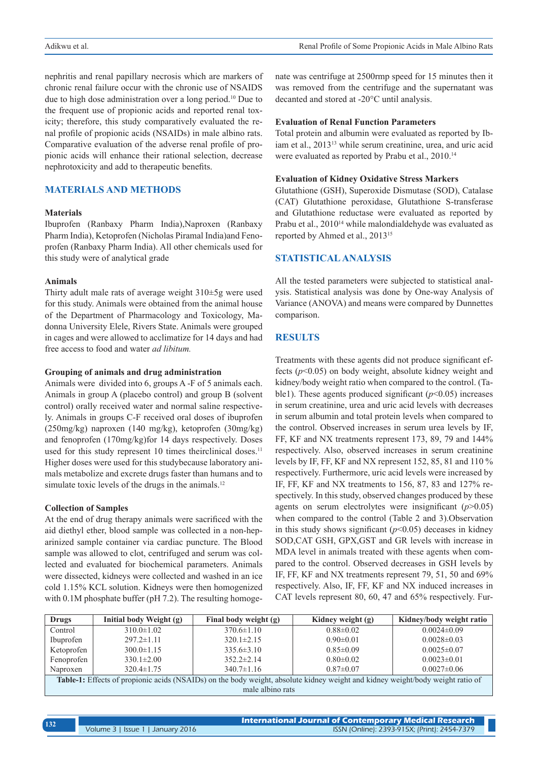nephritis and renal papillary necrosis which are markers of chronic renal failure occur with the chronic use of NSAIDS due to high dose administration over a long period.[10] Due to the frequent use of propionic acids and reported renal toxicity; therefore, this study comparatively evaluated the renal profile of propionic acids (NSAIDs) in male albino rats. Comparative evaluation of the adverse renal profile of propionic acids will enhance their rational selection, decrease nephrotoxicity and add to therapeutic benefits.

## MATERIALS AND METHODS

### Materials

Ibuprofen (Ranbaxy Pharm India),Naproxen (Ranbaxy Pharm India), Ketoprofen (Nicholas Piramal India)and Fenoprofen (Ranbaxy Pharm India). All other chemicals used for this study were of analytical grade

### Animals

Thirty adult male rats of average weight 310±5g were used for this study. Animals were obtained from the animal house of the Department of Pharmacology and Toxicology, Madonna University Elele, Rivers State. Animals were grouped in cages and were allowed to acclimatize for 14 days and had free access to food and water *ad libitum.*

### Grouping of animals and drug administration

Animals were divided into 6, groups A -F of 5 animals each. Animals in group A (placebo control) and group B (solvent control) orally received water and normal saline respectively. Animals in groups C-F received oral doses of ibuprofen (250mg/kg) naproxen (140 mg/kg), ketoprofen (30mg/kg) and fenoprofen (170mg/kg)for 14 days respectively. Doses used for this study represent 10 times theirclinical doses.[11] Higher doses were used for this studybecause laboratory animals metabolize and excrete drugs faster than humans and to simulate toxic levels of the drugs in the animals.[12]

### Collection of Samples

At the end of drug therapy animals were sacrificed with the aid diethyl ether, blood sample was collected in a non-heparinized sample container via cardiac puncture. The Blood sample was allowed to clot, centrifuged and serum was collected and evaluated for biochemical parameters. Animals were dissected, kidneys were collected and washed in an ice cold 1.15% KCL solution. Kidneys were then homogenized with 0.1M phosphate buffer (pH 7.2). The resulting homogenate was centrifuge at 2500rmp speed for 15 minutes then it was removed from the centrifuge and the supernatant was decanted and stored at -20°C until analysis.

### Evaluation of Renal Function Parameters

Total protein and albumin were evaluated as reported by Ibiam et al., 2013[13] while serum creatinine, urea, and uric acid were evaluated as reported by Prabu et al., 2010.[14]

### Evaluation of Kidney Oxidative Stress Markers

Glutathione (GSH), Superoxide Dismutase (SOD), Catalase (CAT) Glutathione peroxidase, Glutathione S-transferase and Glutathione reductase were evaluated as reported by Prabu et al., 2010[14] while malondialdehyde was evaluated as reported by Ahmed et al., 2013[15]

## STATISTICAL ANALYSIS

All the tested parameters were subjected to statistical analysis. Statistical analysis was done by One-way Analysis of Variance (ANOVA) and means were compared by Dunnettes comparison.

## RESULTS

Treatments with these agents did not produce significant effects ($p$<0.05) on body weight, absolute kidney weight and kidney/body weight ratio when compared to the control. (Table1). These agents produced significant ($p$<0.05) increases in serum creatinine, urea and uric acid levels with decreases in serum albumin and total protein levels when compared to the control. Observed increases in serum urea levels by IF, FF, KF and NX treatments represent 173, 89, 79 and 144% respectively. Also, observed increases in serum creatinine levels by IF, FF, KF and NX represent 152, 85, 81 and 110 % respectively. Furthermore, uric acid levels were increased by IF, FF, KF and NX treatments to 156, 87, 83 and 127% respectively. In this study, observed changes produced by these agents on serum electrolytes were insignificant ($p$>0.05) when compared to the control (Table 2 and 3).Observation in this study shows significant ($p$<0.05) deceases in kidney SOD,CAT GSH, GPX,GST and GR levels with increase in MDA level in animals treated with these agents when compared to the control. Observed decreases in GSH levels by IF, FF, KF and NX treatments represent 79, 51, 50 and 69% respectively. Also, IF, FF, KF and NX induced increases in CAT levels represent 80, 60, 47 and 65% respectively. Fur-

| Drugs | Initial body Weight (g) | Final body weight (g) | Kidney weight (g) | Kidney/body weight ratio |
|---|---|---|---|---|
| Control | 310.0±1.02 | 370.6±1.10 | 0.88±0.02 | 0.0024±0.09 |
| Ibuprofen | 297.2±1.11 | 320.1±2.15 | 0.90±0.01 | 0.0028±0.03 |
| Ketoprofen | 300.0±1.15 | 335.6±3.10 | 0.85±0.09 | 0.0025±0.07 |
| Fenoprofen | 330.1±2.00 | 352.2±2.14 | 0.80±0.02 | 0.0023±0.01 |
| Naproxen | 320.4±1.75 | 340.7±1.16 | 0.87±0.07 | 0.0027±0.06 |

**Table-1:** Effects of propionic acids (NSAIDs) on the body weight, absolute kidney weight and kidney weight/body weight ratio of male albino rats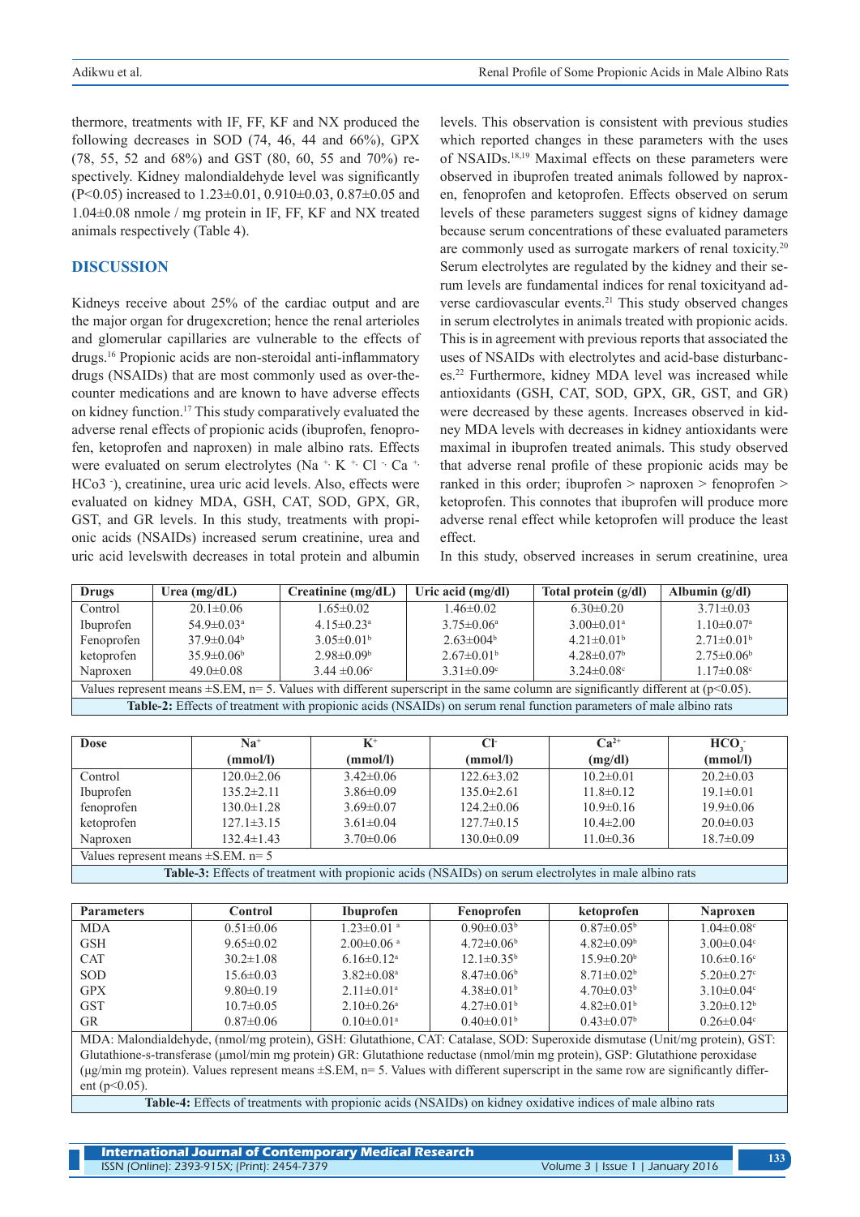thermore, treatments with IF, FF, KF and NX produced the following decreases in SOD (74, 46, 44 and 66%), GPX (78, 55, 52 and 68%) and GST (80, 60, 55 and 70%) respectively. Kidney malondialdehyde level was significantly ($P<0.05$) increased to 1.23±0.01, 0.910±0.03, 0.87±0.05 and 1.04±0.08 nmole / mg protein in IF, FF, KF and NX treated animals respectively (Table 4).

## DISCUSSION

Kidneys receive about 25% of the cardiac output and are the major organ for drugexcretion; hence the renal arterioles and glomerular capillaries are vulnerable to the effects of drugs.[16] Propionic acids are non-steroidal anti-inflammatory drugs (NSAIDs) that are most commonly used as over-the-counter medications and are known to have adverse effects on kidney function.[17] This study comparatively evaluated the adverse renal effects of propionic acids (ibuprofen, fenoprofen, ketoprofen and naproxen) in male albino rats. Effects were evaluated on serum electrolytes ($Na^{+}$, $K^{+}$, $Cl^{-}$, $Ca^{+}$, $HCO_3^{-}$), creatinine, urea uric acid levels. Also, effects were evaluated on kidney MDA, GSH, CAT, SOD, GPX, GR, GST, and GR levels. In this study, treatments with propionic acids (NSAIDs) increased serum creatinine, urea and uric acid levelswith decreases in total protein and albumin levels. This observation is consistent with previous studies which reported changes in these parameters with the uses of NSAIDs.[18,19] Maximal effects on these parameters were observed in ibuprofen treated animals followed by naproxen, fenoprofen and ketoprofen. Effects observed on serum levels of these parameters suggest signs of kidney damage because serum concentrations of these evaluated parameters are commonly used as surrogate markers of renal toxicity.[20] Serum electrolytes are regulated by the kidney and their serum levels are fundamental indices for renal toxicityand adverse cardiovascular events.[21] This study observed changes in serum electrolytes in animals treated with propionic acids. This is in agreement with previous reports that associated the uses of NSAIDs with electrolytes and acid-base disturbances.[22] Furthermore, kidney MDA level was increased while antioxidants (GSH, CAT, SOD, GPX, GR, GST, and GR) were decreased by these agents. Increases observed in kidney MDA levels with decreases in kidney antioxidants were maximal in ibuprofen treated animals. This study observed that adverse renal profile of these propionic acids may be ranked in this order; ibuprofen > naproxen > fenoprofen > ketoprofen. This connotes that ibuprofen will produce more adverse renal effect while ketoprofen will produce the least effect.

In this study, observed increases in serum creatinine, urea

| Drugs | Urea (mg/dL) | Creatinine (mg/dL) | Uric acid (mg/dl) | Total protein (g/dl) | Albumin (g/dl) |
|---|---|---|---|---|---|
| Control | 20.1±0.06 | 1.65±0.02 | 1.46±0.02 | 6.30±0.20 | 3.71±0.03 |
| Ibuprofen | 54.9±0.03[a] | 4.15±0.23[a] | 3.75±0.06[a] | 3.00±0.01[a] | 1.10±0.07[a] |
| Fenoprofen | 37.9±0.04[b] | 3.05±0.01[b] | 2.63±004[b] | 4.21±0.01[b] | 2.71±0.01[b] |
| ketoprofen | 35.9±0.06[b] | 2.98±0.09[b] | 2.67±0.01[b] | 4.28±0.07[b] | 2.75±0.06[b] |
| Naproxen | 49.0±0.08 | 3.44 ±0.06[c] | 3.31±0.09[c] | 3.24±0.08[c] | 1.17±0.08[c] |

Values represent means ±S.EM, n= 5. Values with different superscript in the same column are significantly different at ($p<0.05$).

**Table-2:** Effects of treatment with propionic acids (NSAIDs) on serum renal function parameters of male albino rats

| Dose | $Na^{+}$ (mmol/l) | $K^{+}$ (mmol/l) | $Cl^{-}$ (mmol/l) | $Ca^{2+}$ (mg/dl) | $HCO_3^{-}$ (mmol/l) |
|---|---|---|---|---|---|
| Control | 120.0±2.06 | 3.42±0.06 | 122.6±3.02 | 10.2±0.01 | 20.2±0.03 |
| Ibuprofen | 135.2±2.11 | 3.86±0.09 | 135.0±2.61 | 11.8±0.12 | 19.1±0.01 |
| fenoprofen | 130.0±1.28 | 3.69±0.07 | 124.2±0.06 | 10.9±0.16 | 19.9±0.06 |
| ketoprofen | 127.1±3.15 | 3.61±0.04 | 127.7±0.15 | 10.4±2.00 | 20.0±0.03 |
| Naproxen | 132.4±1.43 | 3.70±0.06 | 130.0±0.09 | 11.0±0.36 | 18.7±0.09 |

Values represent means ±S.EM. n= 5

**Table-3:** Effects of treatment with propionic acids (NSAIDs) on serum electrolytes in male albino rats

| Parameters | Control | Ibuprofen | Fenoprofen | ketoprofen | Naproxen |
|---|---|---|---|---|---|
| MDA | 0.51±0.06 | 1.23±0.01 [a] | 0.90±0.03[b] | 0.87±0.05[b] | 1.04±0.08[c] |
| GSH | 9.65±0.02 | 2.00±0.06 [a] | 4.72±0.06[b] | 4.82±0.09[b] | 3.00±0.04[c] |
| CAT | 30.2±1.08 | 6.16±0.12[a] | 12.1±0.35[b] | 15.9±0.20[b] | 10.6±0.16[c] |
| SOD | 15.6±0.03 | 3.82±0.08[a] | 8.47±0.06[b] | 8.71±0.02[b] | 5.20±0.27[c] |
| GPX | 9.80±0.19 | 2.11±0.01[a] | 4.38±0.01[b] | 4.70±0.03[b] | 3.10±0.04[c] |
| GST | 10.7±0.05 | 2.10±0.26[a] | 4.27±0.01[b] | 4.82±0.01[b] | 3.20±0.12[b] |
| GR | 0.87±0.06 | 0.10±0.01[a] | 0.40±0.01[b] | 0.43±0.07[b] | 0.26±0.04[c] |

MDA: Malondialdehyde, (nmol/mg protein), GSH: Glutathione, CAT: Catalase, SOD: Superoxide dismutase (Unit/mg protein), GST: Glutathione-s-transferase (μmol/min mg protein) GR: Glutathione reductase (nmol/min mg protein), GSP: Glutathione peroxidase (μg/min mg protein). Values represent means ±S.EM, n= 5. Values with different superscript in the same row are significantly different ($p<0.05$).

**Table-4:** Effects of treatments with propionic acids (NSAIDs) on kidney oxidative indices of male albino rats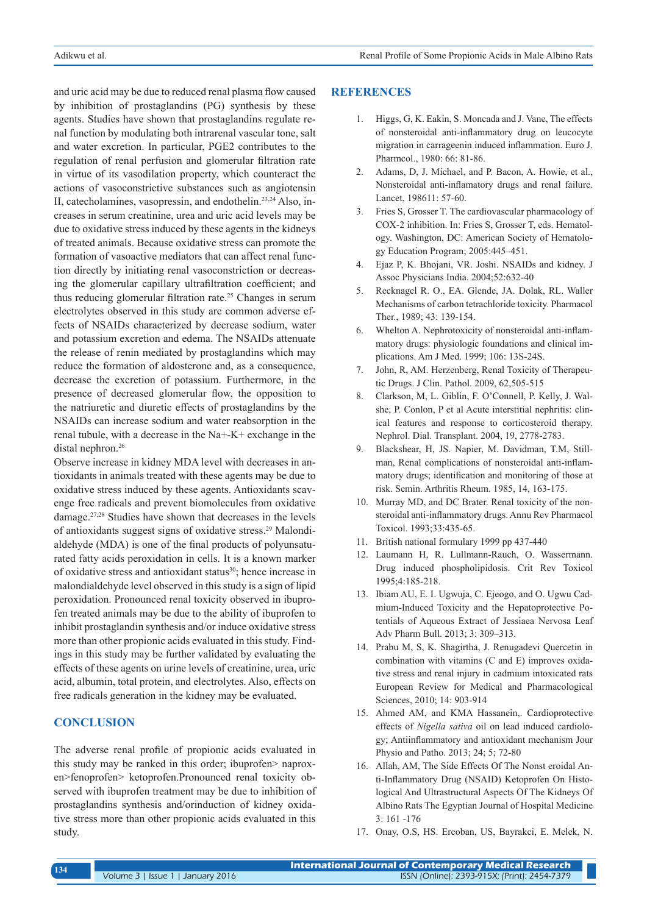and uric acid may be due to reduced renal plasma flow caused by inhibition of prostaglandins (PG) synthesis by these agents. Studies have shown that prostaglandins regulate renal function by modulating both intrarenal vascular tone, salt and water excretion. In particular, PGE2 contributes to the regulation of renal perfusion and glomerular filtration rate in virtue of its vasodilation property, which counteract the actions of vasoconstrictive substances such as angiotensin II, catecholamines, vasopressin, and endothelin.[23,24] Also, increases in serum creatinine, urea and uric acid levels may be due to oxidative stress induced by these agents in the kidneys of treated animals. Because oxidative stress can promote the formation of vasoactive mediators that can affect renal function directly by initiating renal vasoconstriction or decreasing the glomerular capillary ultrafiltration coefficient; and thus reducing glomerular filtration rate.[25] Changes in serum electrolytes observed in this study are common adverse effects of NSAIDs characterized by decrease sodium, water and potassium excretion and edema. The NSAIDs attenuate the release of renin mediated by prostaglandins which may reduce the formation of aldosterone and, as a consequence, decrease the excretion of potassium. Furthermore, in the presence of decreased glomerular flow, the opposition to the natriuretic and diuretic effects of prostaglandins by the NSAIDs can increase sodium and water reabsorption in the renal tubule, with a decrease in the Na+-K+ exchange in the distal nephron.[26]

Observe increase in kidney MDA level with decreases in antioxidants in animals treated with these agents may be due to oxidative stress induced by these agents. Antioxidants scavenge free radicals and prevent biomolecules from oxidative damage.[27,28] Studies have shown that decreases in the levels of antioxidants suggest signs of oxidative stress.[29] Malondialdehyde (MDA) is one of the final products of polyunsaturated fatty acids peroxidation in cells. It is a known marker of oxidative stress and antioxidant status[30]; hence increase in malondialdehyde level observed in this study is a sign of lipid peroxidation. Pronounced renal toxicity observed in ibuprofen treated animals may be due to the ability of ibuprofen to inhibit prostaglandin synthesis and/or induce oxidative stress more than other propionic acids evaluated in this study. Findings in this study may be further validated by evaluating the effects of these agents on urine levels of creatinine, urea, uric acid, albumin, total protein, and electrolytes. Also, effects on free radicals generation in the kidney may be evaluated.

## CONCLUSION

The adverse renal profile of propionic acids evaluated in this study may be ranked in this order; ibuprofen> naproxen>fenoprofen> ketoprofen.Pronounced renal toxicity observed with ibuprofen treatment may be due to inhibition of prostaglandins synthesis and/orinduction of kidney oxidative stress more than other propionic acids evaluated in this study.

## REFERENCES

1. Higgs, G, K. Eakin, S. Moncada and J. Vane, The effects of nonsteroidal anti-inflammatory drug on leucocyte migration in carrageenin induced inflammation. Euro J. Pharmcol., 1980: 66: 81-86.
2. Adams, D, J. Michael, and P. Bacon, A. Howie, et al., Nonsteroidal anti-inflamatory drugs and renal failure. Lancet, 198611: 57-60.
3. Fries S, Grosser T. The cardiovascular pharmacology of COX-2 inhibition. In: Fries S, Grosser T, eds. Hematology. Washington, DC: American Society of Hematology Education Program; 2005:445–451.
4. Ejaz P, K. Bhojani, VR. Joshi. NSAIDs and kidney. J Assoc Physicians India. 2004;52:632-40
5. Recknagel R. O., EA. Glende, JA. Dolak, RL. Waller Mechanisms of carbon tetrachloride toxicity. Pharmacol Ther., 1989; 43: 139-154.
6. Whelton A. Nephrotoxicity of nonsteroidal anti-inflammatory drugs: physiologic foundations and clinical implications. Am J Med. 1999; 106: 13S-24S.
7. John, R, AM. Herzenberg, Renal Toxicity of Therapeutic Drugs. J Clin. Pathol. 2009, 62,505-515
8. Clarkson, M, L. Giblin, F. O'Connell, P. Kelly, J. Walshe, P. Conlon, P et al Acute interstitial nephritis: clinical features and response to corticosteroid therapy. Nephrol. Dial. Transplant. 2004, 19, 2778-2783.
9. Blackshear, H, JS. Napier, M. Davidman, T.M, Stillman, Renal complications of nonsteroidal anti-inflammatory drugs; identification and monitoring of those at risk. Semin. Arthritis Rheum. 1985, 14, 163-175.
10. Murray MD, and DC Brater. Renal toxicity of the nonsteroidal anti-inflammatory drugs. Annu Rev Pharmacol Toxicol. 1993;33:435-65.
11. British national formulary 1999 pp 437-440
12. Laumann H, R. Lullmann-Rauch, O. Wassermann. Drug induced phospholipidosis. Crit Rev Toxicol 1995;4:185-218.
13. Ibiam AU, E. I. Ugwuja, C. Ejeogo, and O. Ugwu Cadmium-Induced Toxicity and the Hepatoprotective Potentials of Aqueous Extract of Jessiaea Nervosa Leaf Adv Pharm Bull. 2013; 3: 309–313.
14. Prabu M, S, K. Shagirtha, J. Renugadevi Quercetin in combination with vitamins (C and E) improves oxidative stress and renal injury in cadmium intoxicated rats European Review for Medical and Pharmacological Sciences, 2010; 14: 903-914
15. Ahmed AM, and KMA Hassanein,. Cardioprotective effects of *Nigella sativa* oil on lead induced cardiology; Antiinflammatory and antioxidant mechanism Jour Physio and Patho. 2013; 24; 5; 72-80
16. Allah, AM, The Side Effects Of The Nonst eroidal Anti-Inflammatory Drug (NSAID) Ketoprofen On Histological And Ultrastructural Aspects Of The Kidneys Of Albino Rats The Egyptian Journal of Hospital Medicine 3: 161 -176
17. Onay, O.S, HS. Ercoban, US, Bayrakci, E. Melek, N.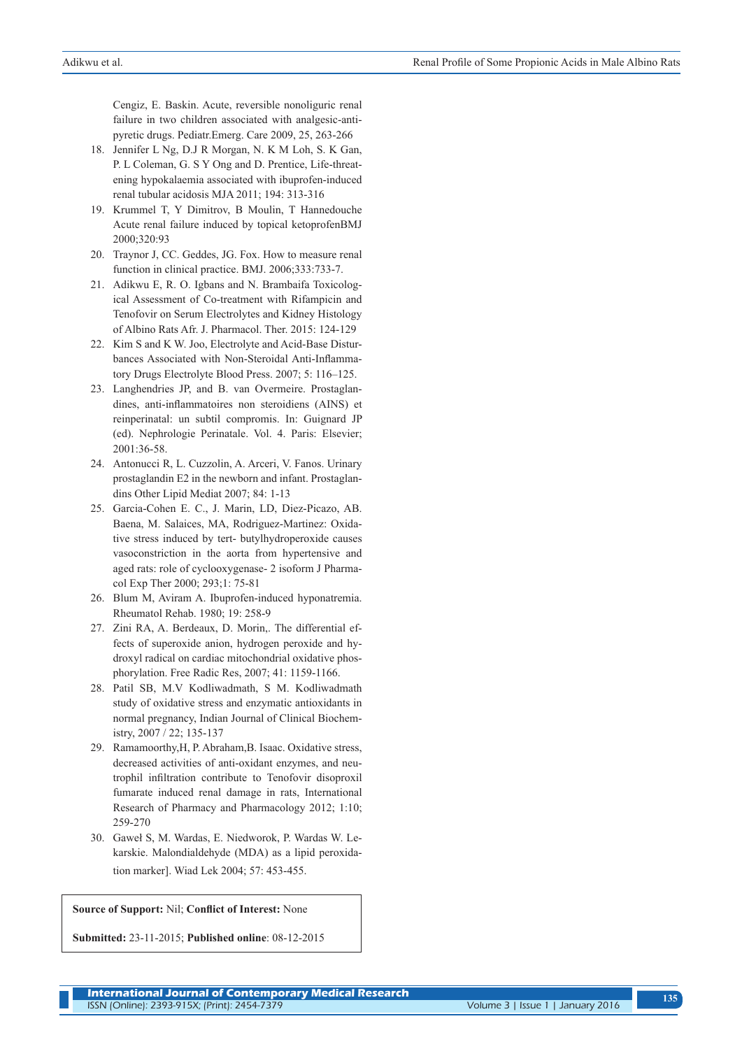Cengiz, E. Baskin. Acute, reversible nonoliguric renal failure in two children associated with analgesic-antipyretic drugs. Pediatr.Emerg. Care 2009, 25, 263-266

18. Jennifer L Ng, D.J R Morgan, N. K M Loh, S. K Gan, P. L Coleman, G. S Y Ong and D. Prentice, Life-threatening hypokalaemia associated with ibuprofen-induced renal tubular acidosis MJA 2011; 194: 313-316
19. Krummel T, Y Dimitrov, B Moulin, T Hannedouche Acute renal failure induced by topical ketoprofenBMJ 2000;320:93
20. Traynor J, CC. Geddes, JG. Fox. How to measure renal function in clinical practice. BMJ. 2006;333:733-7.
21. Adikwu E, R. O. Igbans and N. Brambaifa Toxicological Assessment of Co-treatment with Rifampicin and Tenofovir on Serum Electrolytes and Kidney Histology of Albino Rats Afr. J. Pharmacol. Ther. 2015: 124-129
22. Kim S and K W. Joo, Electrolyte and Acid-Base Disturbances Associated with Non-Steroidal Anti-Inflammatory Drugs Electrolyte Blood Press. 2007; 5: 116–125.
23. Langhendries JP, and B. van Overmeire. Prostaglandines, anti-inflammatoires non steroidiens (AINS) et reinperinatal: un subtil compromis. In: Guignard JP (ed). Nephrologie Perinatale. Vol. 4. Paris: Elsevier; 2001:36-58.
24. Antonucci R, L. Cuzzolin, A. Arceri, V. Fanos. Urinary prostaglandin E2 in the newborn and infant. Prostaglandins Other Lipid Mediat 2007; 84: 1-13
25. Garcia-Cohen E. C., J. Marin, LD, Diez-Picazo, AB. Baena, M. Salaices, MA, Rodriguez-Martinez: Oxidative stress induced by tert- butylhydroperoxide causes vasoconstriction in the aorta from hypertensive and aged rats: role of cyclooxygenase- 2 isoform J Pharmacol Exp Ther 2000; 293;1: 75-81
26. Blum M, Aviram A. Ibuprofen-induced hyponatremia. Rheumatol Rehab. 1980; 19: 258-9
27. Zini RA, A. Berdeaux, D. Morin,. The differential effects of superoxide anion, hydrogen peroxide and hydroxyl radical on cardiac mitochondrial oxidative phosphorylation. Free Radic Res, 2007; 41: 1159-1166.
28. Patil SB, M.V Kodliwadmath, S M. Kodliwadmath study of oxidative stress and enzymatic antioxidants in normal pregnancy, Indian Journal of Clinical Biochemistry, 2007 / 22; 135-137
29. Ramamoorthy,H, P. Abraham,B. Isaac. Oxidative stress, decreased activities of anti-oxidant enzymes, and neutrophil infiltration contribute to Tenofovir disoproxil fumarate induced renal damage in rats, International Research of Pharmacy and Pharmacology 2012; 1:10; 259-270
30. Gaweł S, M. Wardas, E. Niedworok, P. Wardas W. Lekarskie. Malondialdehyde (MDA) as a lipid peroxidation marker]. Wiad Lek 2004; 57: 453-455.

**Source of Support:** Nil; **Conflict of Interest:** None

**Submitted:** 23-11-2015; **Published online**: 08-12-2015